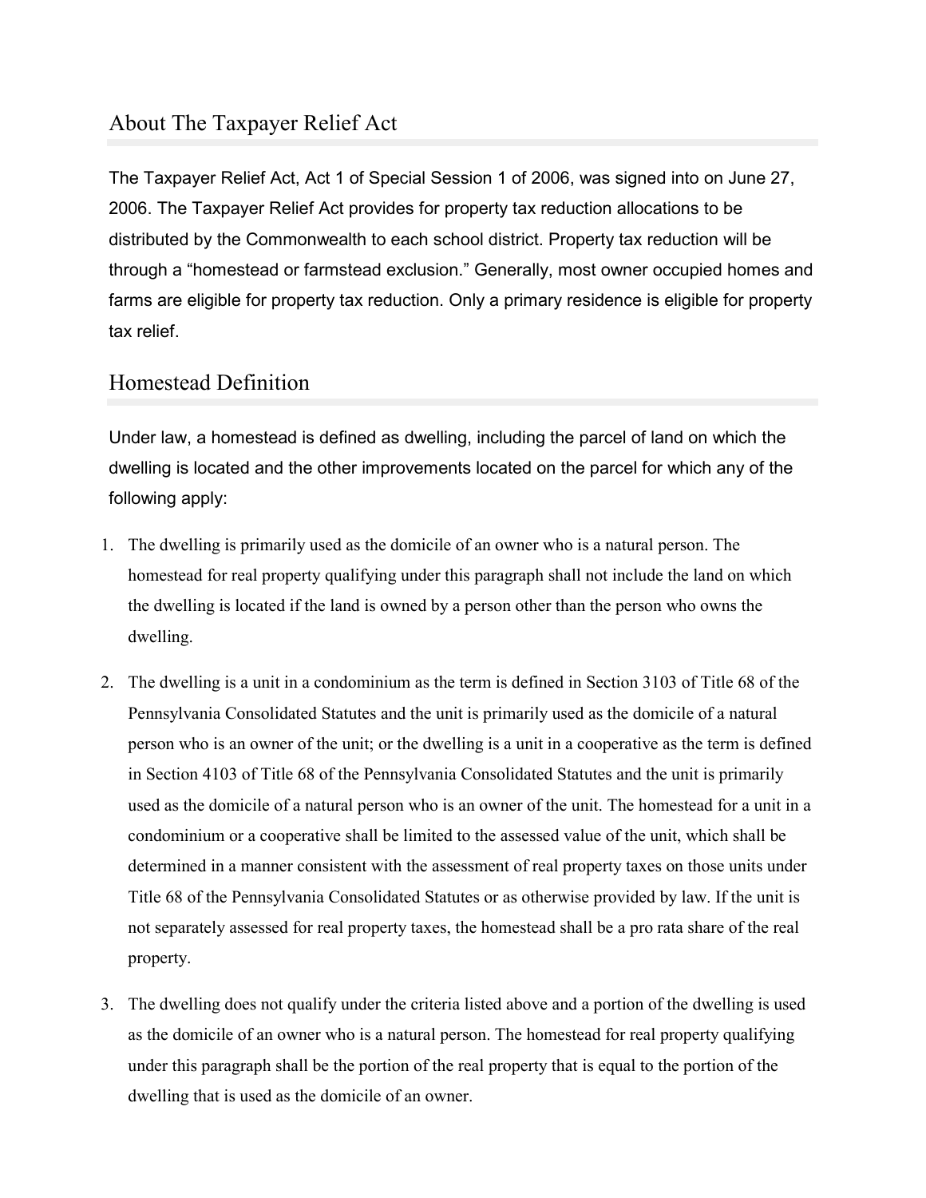## About The Taxpayer Relief Act

The Taxpayer Relief Act, Act 1 of Special Session 1 of 2006, was signed into on June 27, 2006. The Taxpayer Relief Act provides for property tax reduction allocations to be distributed by the Commonwealth to each school district. Property tax reduction will be through a "homestead or farmstead exclusion." Generally, most owner occupied homes and farms are eligible for property tax reduction. Only a primary residence is eligible for property tax relief.

## Homestead Definition

Under law, a homestead is defined as dwelling, including the parcel of land on which the dwelling is located and the other improvements located on the parcel for which any of the following apply:

1. The dwelling is primarily used as the domicile of an owner who is a natural person. The homestead for real property qualifying under this paragraph shall not include the land on which the dwelling is located if the land is owned by a person other than the person who owns the dwelling.

2. The dwelling is a unit in a condominium as the term is defined in Section 3103 of Title 68 of the Pennsylvania Consolidated Statutes and the unit is primarily used as the domicile of a natural person who is an owner of the unit; or the dwelling is a unit in a cooperative as the term is defined in Section 4103 of Title 68 of the Pennsylvania Consolidated Statutes and the unit is primarily used as the domicile of a natural person who is an owner of the unit. The homestead for a unit in a condominium or a cooperative shall be limited to the assessed value of the unit, which shall be determined in a manner consistent with the assessment of real property taxes on those units under Title 68 of the Pennsylvania Consolidated Statutes or as otherwise provided by law. If the unit is not separately assessed for real property taxes, the homestead shall be a pro rata share of the real property.

3. The dwelling does not qualify under the criteria listed above and a portion of the dwelling is used as the domicile of an owner who is a natural person. The homestead for real property qualifying under this paragraph shall be the portion of the real property that is equal to the portion of the dwelling that is used as the domicile of an owner.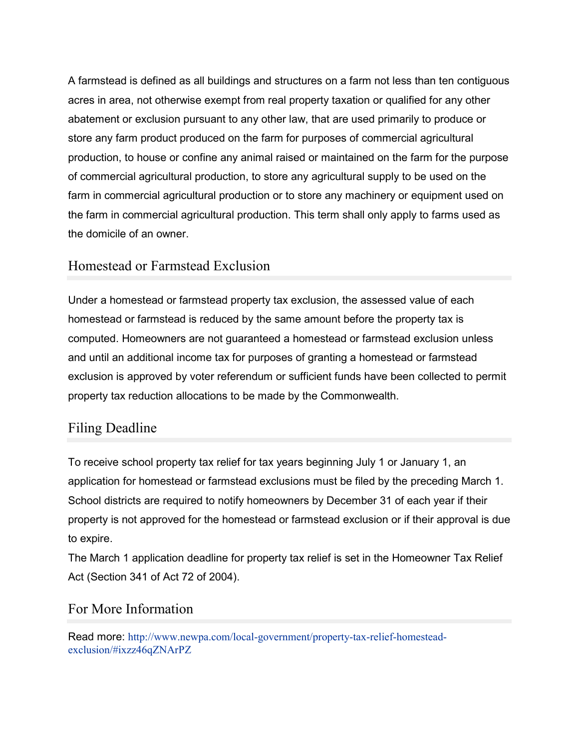A farmstead is defined as all buildings and structures on a farm not less than ten contiguous acres in area, not otherwise exempt from real property taxation or qualified for any other abatement or exclusion pursuant to any other law, that are used primarily to produce or store any farm product produced on the farm for purposes of commercial agricultural production, to house or confine any animal raised or maintained on the farm for the purpose of commercial agricultural production, to store any agricultural supply to be used on the farm in commercial agricultural production or to store any machinery or equipment used on the farm in commercial agricultural production. This term shall only apply to farms used as the domicile of an owner.

## Homestead or Farmstead Exclusion

Under a homestead or farmstead property tax exclusion, the assessed value of each homestead or farmstead is reduced by the same amount before the property tax is computed. Homeowners are not guaranteed a homestead or farmstead exclusion unless and until an additional income tax for purposes of granting a homestead or farmstead exclusion is approved by voter referendum or sufficient funds have been collected to permit property tax reduction allocations to be made by the Commonwealth.

## Filing Deadline

To receive school property tax relief for tax years beginning July 1 or January 1, an application for homestead or farmstead exclusions must be filed by the preceding March 1. School districts are required to notify homeowners by December 31 of each year if their property is not approved for the homestead or farmstead exclusion or if their approval is due to expire.

The March 1 application deadline for property tax relief is set in the Homeowner Tax Relief Act (Section 341 of Act 72 of 2004).

## For More Information

Read more: http://www.newpa.com/local-government/property-tax-relief-homestead-exclusion/#ixzz46qZNArPZ